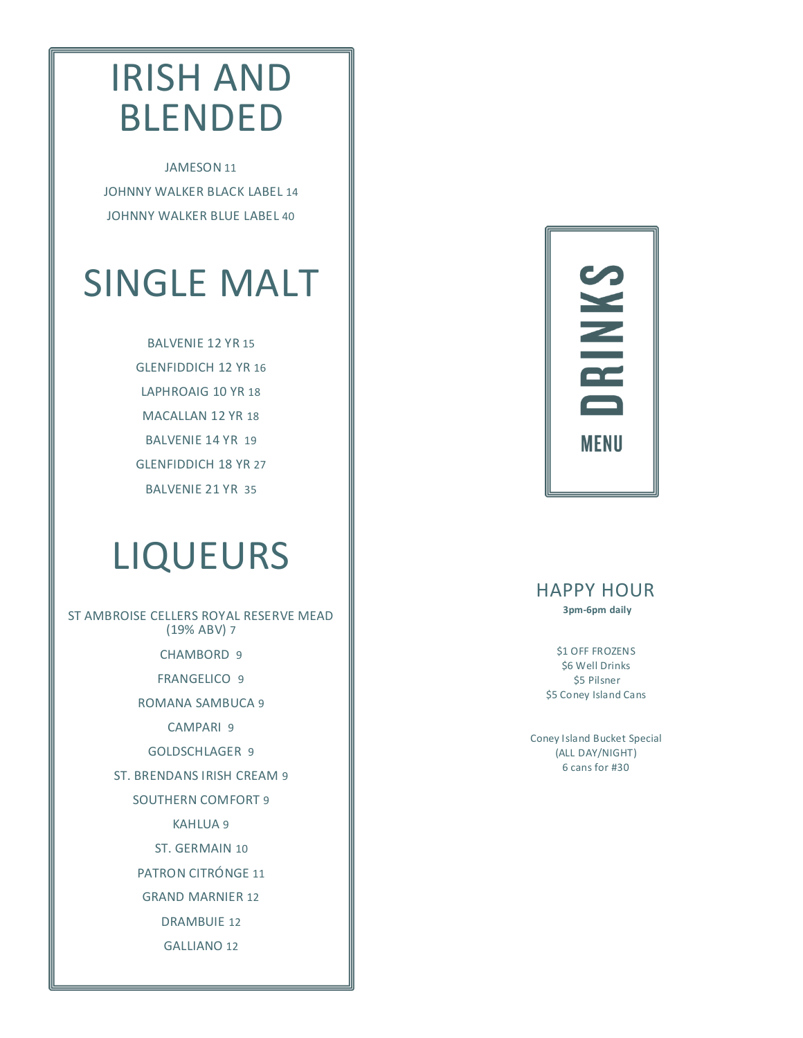# IRISH AND BLENDED

JAMESON 11

JOHNNY WALKER BLACK LABEL 14

JOHNNY WALKER BLUE LABEL 40

# SINGLE MALT

BALVENIE 12 YR 15

GLENFIDDICH 12 YR 16

LAPHROAIG 10 YR 18

MACALLAN 12 YR 18

BALVENIE 14 YR 19

GLENFIDDICH 18 YR 27

BALVENIE 21 YR 35

# LIQUEURS

ST AMBROISE CELLERS ROYAL RESERVE MEAD (19% ABV) 7

CHAMBORD 9

FRANGELICO 9

ROMANA SAMBUCA 9

CAMPARI 9

GOLDSCHLAGER 9

ST. BRENDANS IRISH CREAM 9

SOUTHERN COMFORT 9

KAHLUA 9

ST. GERMAIN 10

PATRON CITRÓNGE 11

GRAND MARNIER 12

DRAMBUIE 12

GALLIANO 12

# DRINKS MENU

## HAPPY HOUR

**3pm-6pm daily**

$1 OFF FROZENS
$6 Well Drinks
$5 Pilsner
$5 Coney Island Cans

Coney Island Bucket Special
(ALL DAY/NIGHT)
6 cans for #30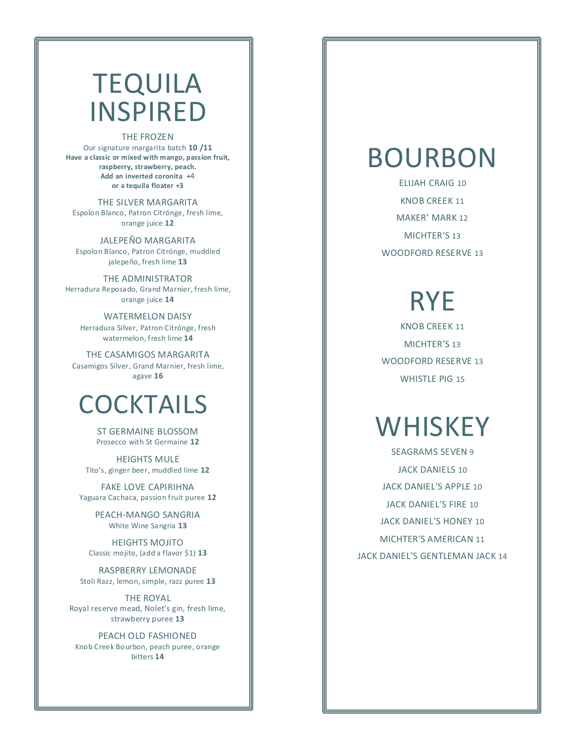# TEQUILA INSPIRED

THE FROZEN
Our signature margarita batch **10 /11**
**Have a classic or mixed with mango, passion fruit, raspberry, strawberry, peach.**
**Add an inverted coronita +4**
**or a tequila floater +3**

THE SILVER MARGARITA
Espolon Blanco, Patron Citrónge, fresh lime, orange juice **12**

JALEPEÑO MARGARITA
Espolon Blanco, Patron Citrónge, muddled jalepeño, fresh lime **13**

THE ADMINISTRATOR
Herradura Reposado, Grand Marnier, fresh lime, orange juice **14**

WATERMELON DAISY
Herradura Silver, Patron Citrónge, fresh watermelon, fresh lime **14**

THE CASAMIGOS MARGARITA
Casamigos Silver, Grand Marnier, fresh lime, agave **16**

# COCKTAILS

ST GERMAINE BLOSSOM
Prosecco with St Germaine **12**

HEIGHTS MULE
Tito's, ginger beer, muddled lime **12**

FAKE LOVE CAPIRIHNA
Yaguara Cachaca, passion fruit puree **12**

PEACH-MANGO SANGRIA
White Wine Sangria **13**

HEIGHTS MOJITO
Classic mojito, (add a flavor $1) **13**

RASPBERRY LEMONADE
Stoli Razz, lemon, simple, razz puree **13**

THE ROYAL
Royal reserve mead, Nolet's gin, fresh lime, strawberry puree **13**

PEACH OLD FASHIONED
Knob Creek Bourbon, peach puree, orange bitters **14**

# BOURBON

ELIJAH CRAIG 10

KNOB CREEK 11

MAKER' MARK 12

MICHTER'S 13

WOODFORD RESERVE 13

# RYE

KNOB CREEK 11

MICHTER'S 13

WOODFORD RESERVE 13

WHISTLE PIG 15

# WHISKEY

SEAGRAMS SEVEN 9

JACK DANIELS 10

JACK DANIEL'S APPLE 10

JACK DANIEL'S FIRE 10

JACK DANIEL'S HONEY 10

MICHTER'S AMERICAN 11

JACK DANIEL'S GENTLEMAN JACK 14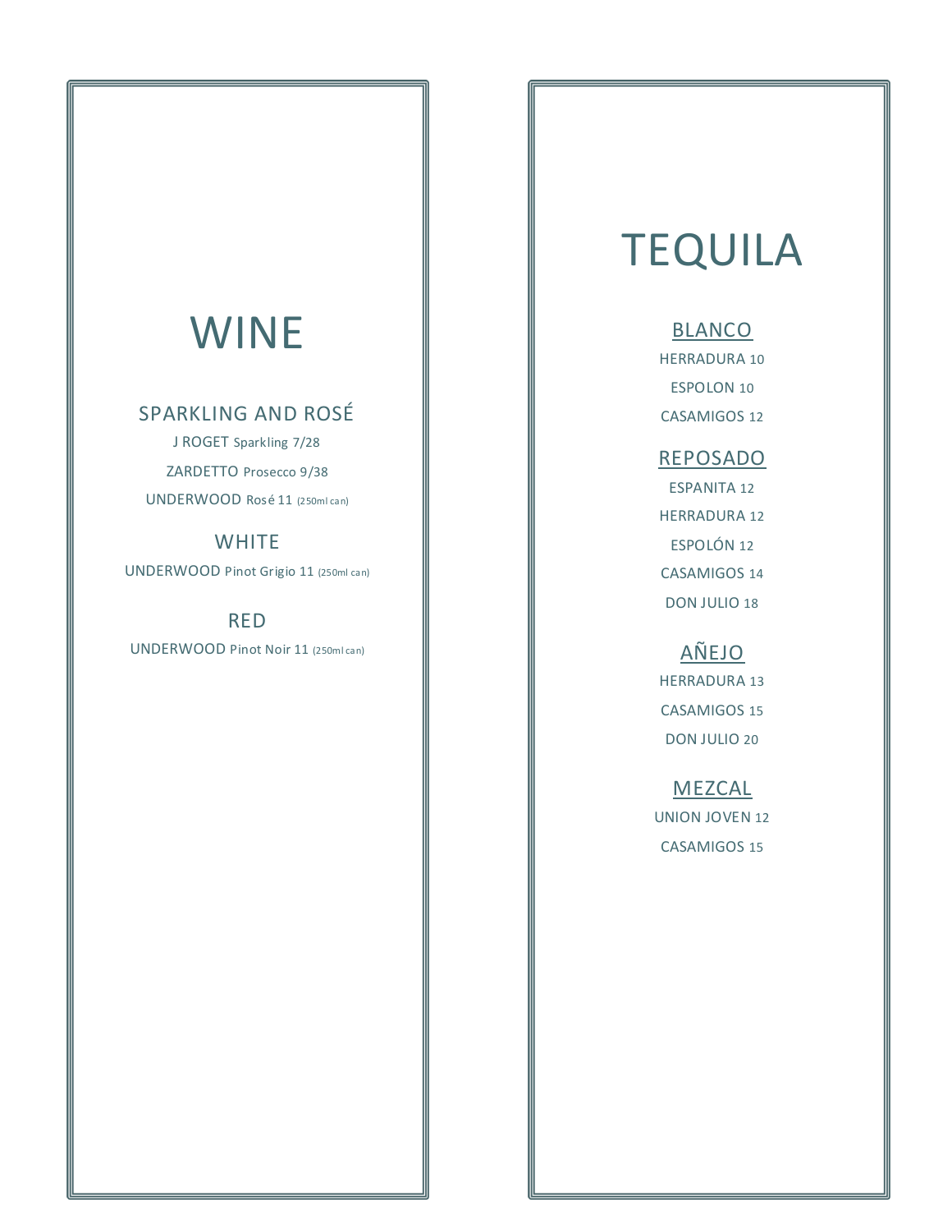# WINE

## SPARKLING AND ROSÉ

J ROGET Sparkling 7/28

ZARDETTO Prosecco 9/38

UNDERWOOD Rosé 11 (250ml can)

## WHITE

UNDERWOOD Pinot Grigio 11 (250ml can)

## RED

UNDERWOOD Pinot Noir 11 (250ml can)

# TEQUILA

## BLANCO

HERRADURA 10

ESPOLON 10

CASAMIGOS 12

## REPOSADO

ESPANITA 12

HERRADURA 12

ESPOLÓN 12

CASAMIGOS 14

DON JULIO 18

## AÑEJO

HERRADURA 13

CASAMIGOS 15

DON JULIO 20

## MEZCAL

UNION JOVEN 12

CASAMIGOS 15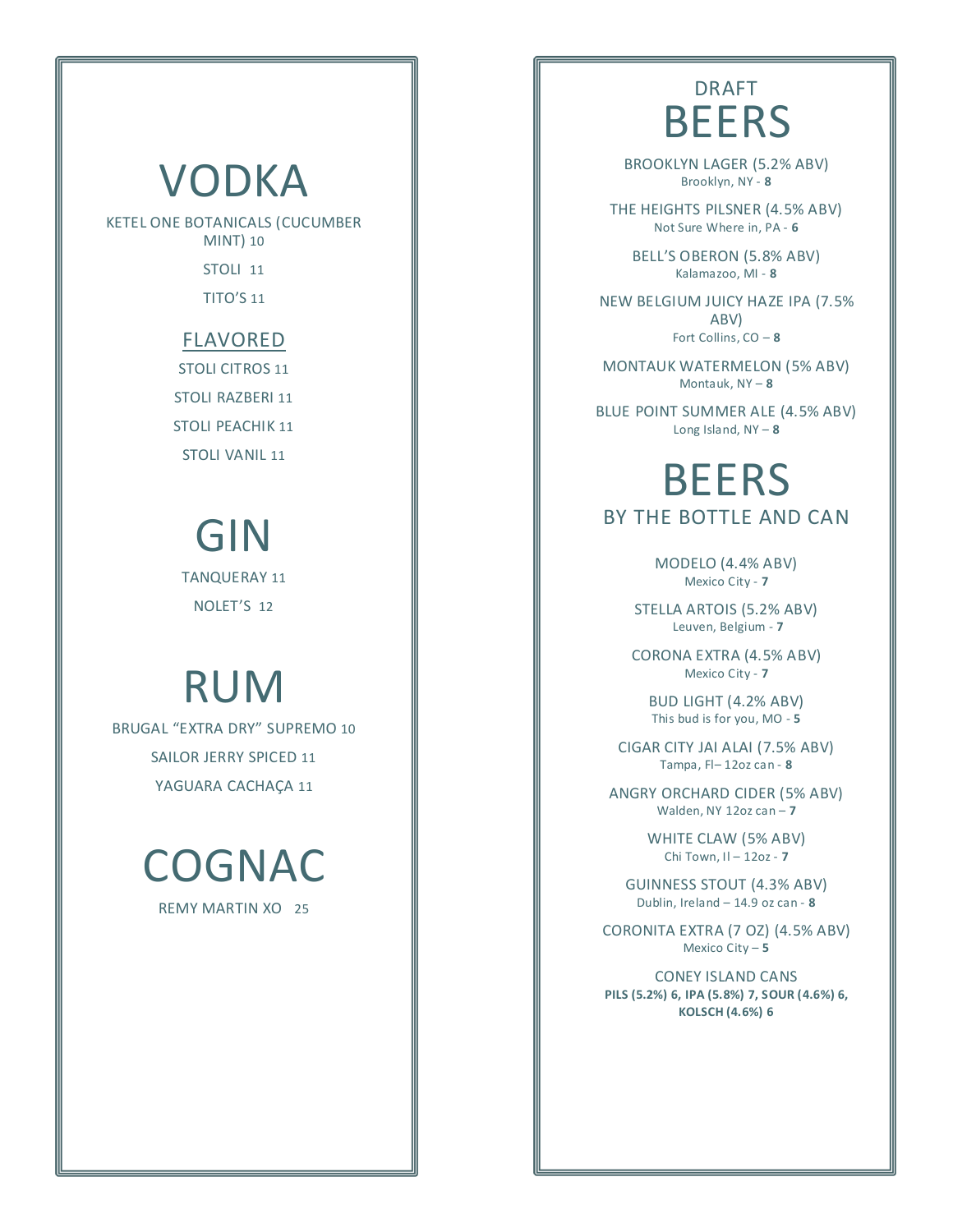# VODKA

KETEL ONE BOTANICALS (CUCUMBER MINT) 10

STOLI 11

TITO'S 11

## FLAVORED

STOLI CITROS 11

STOLI RAZBERI 11

STOLI PEACHIK 11

STOLI VANIL 11

# GIN

TANQUERAY 11

NOLET'S 12

# RUM

BRUGAL "EXTRA DRY" SUPREMO 10

SAILOR JERRY SPICED 11

YAGUARA CACHAÇA 11

# COGNAC

REMY MARTIN XO 25

DRAFT

# BEERS

BROOKLYN LAGER (5.2% ABV)
Brooklyn, NY - **8**

THE HEIGHTS PILSNER (4.5% ABV)
Not Sure Where in, PA - **6**

BELL'S OBERON (5.8% ABV)
Kalamazoo, MI - **8**

NEW BELGIUM JUICY HAZE IPA (7.5% ABV)
Fort Collins, CO – **8**

MONTAUK WATERMELON (5% ABV)
Montauk, NY – **8**

BLUE POINT SUMMER ALE (4.5% ABV)
Long Island, NY – **8**

# BEERS

BY THE BOTTLE AND CAN

MODELO (4.4% ABV)
Mexico City - **7**

STELLA ARTOIS (5.2% ABV)
Leuven, Belgium - **7**

CORONA EXTRA (4.5% ABV)
Mexico City - **7**

BUD LIGHT (4.2% ABV)
This bud is for you, MO - **5**

CIGAR CITY JAI ALAI (7.5% ABV)
Tampa, Fl– 12oz can - **8**

ANGRY ORCHARD CIDER (5% ABV)
Walden, NY 12oz can – **7**

WHITE CLAW (5% ABV)
Chi Town, Il – 12oz - **7**

GUINNESS STOUT (4.3% ABV)
Dublin, Ireland – 14.9 oz can - **8**

CORONITA EXTRA (7 OZ) (4.5% ABV)
Mexico City – **5**

CONEY ISLAND CANS
**PILS (5.2%) 6, IPA (5.8%) 7, SOUR (4.6%) 6, KOLSCH (4.6%) 6**